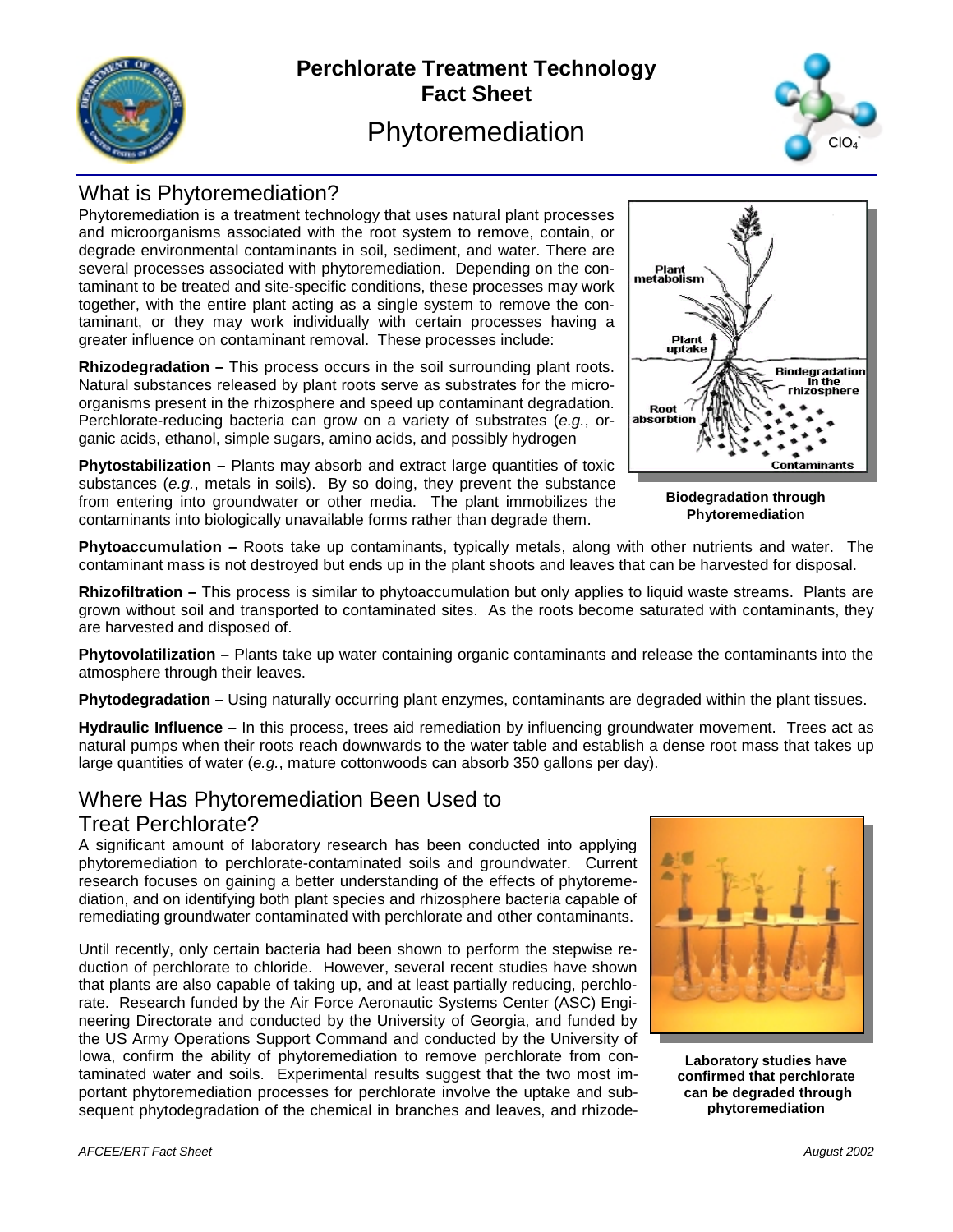# Perchlorate Treatment Technology Fact Sheet

## Phytoremediation

## What is Phytoremediation?

Phytoremediation is a treatment technology that uses natural plant processes and microorganisms associated with the root system to remove, contain, or degrade environmental contaminants in soil, sediment, and water. There are several processes associated with phytoremediation. Depending on the contaminant to be treated and site-specific conditions, these processes may work together, with the entire plant acting as a single system to remove the contaminant, or they may work individually with certain processes having a greater influence on contaminant removal. These processes include:

**Rhizodegradation –** This process occurs in the soil surrounding plant roots. Natural substances released by plant roots serve as substrates for the microorganisms present in the rhizosphere and speed up contaminant degradation. Perchlorate-reducing bacteria can grow on a variety of substrates (*e.g.*, organic acids, ethanol, simple sugars, amino acids, and possibly hydrogen

**Phytostabilization –** Plants may absorb and extract large quantities of toxic substances (*e.g.*, metals in soils). By so doing, they prevent the substance from entering into groundwater or other media. The plant immobilizes the contaminants into biologically unavailable forms rather than degrade them.

**Biodegradation through Phytoremediation**

**Phytoaccumulation –** Roots take up contaminants, typically metals, along with other nutrients and water. The contaminant mass is not destroyed but ends up in the plant shoots and leaves that can be harvested for disposal.

**Rhizofiltration –** This process is similar to phytoaccumulation but only applies to liquid waste streams. Plants are grown without soil and transported to contaminated sites. As the roots become saturated with contaminants, they are harvested and disposed of.

**Phytovolatilization –** Plants take up water containing organic contaminants and release the contaminants into the atmosphere through their leaves.

**Phytodegradation –** Using naturally occurring plant enzymes, contaminants are degraded within the plant tissues.

**Hydraulic Influence –** In this process, trees aid remediation by influencing groundwater movement. Trees act as natural pumps when their roots reach downwards to the water table and establish a dense root mass that takes up large quantities of water (*e.g.*, mature cottonwoods can absorb 350 gallons per day).

## Where Has Phytoremediation Been Used to Treat Perchlorate?

A significant amount of laboratory research has been conducted into applying phytoremediation to perchlorate-contaminated soils and groundwater. Current research focuses on gaining a better understanding of the effects of phytoremediation, and on identifying both plant species and rhizosphere bacteria capable of remediating groundwater contaminated with perchlorate and other contaminants.

Until recently, only certain bacteria had been shown to perform the stepwise reduction of perchlorate to chloride. However, several recent studies have shown that plants are also capable of taking up, and at least partially reducing, perchlorate. Research funded by the Air Force Aeronautic Systems Center (ASC) Engineering Directorate and conducted by the University of Georgia, and funded by the US Army Operations Support Command and conducted by the University of Iowa, confirm the ability of phytoremediation to remove perchlorate from contaminated water and soils. Experimental results suggest that the two most important phytoremediation processes for perchlorate involve the uptake and subsequent phytodegradation of the chemical in branches and leaves, and rhizode-

**Laboratory studies have confirmed that perchlorate can be degraded through phytoremediation**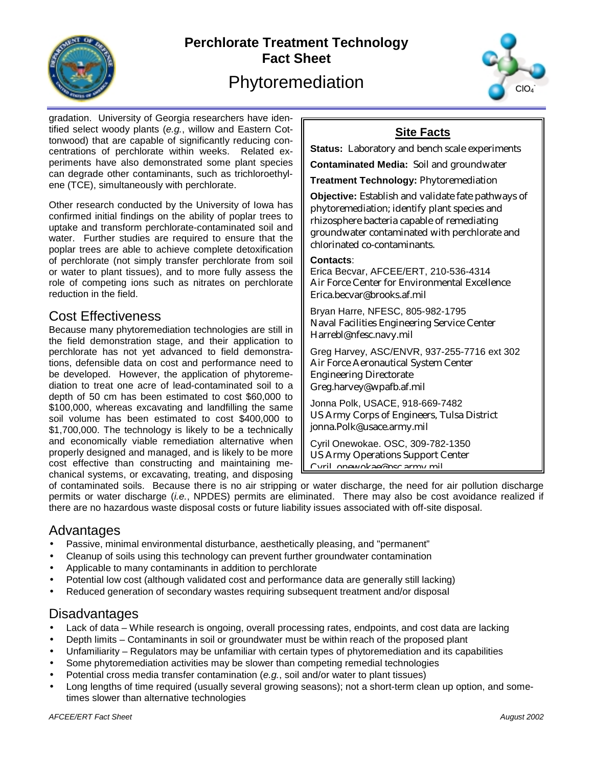gradation. University of Georgia researchers have identified select woody plants (*e.g.*, willow and Eastern Cottonwood) that are capable of significantly reducing concentrations of perchlorate within weeks. Related experiments have also demonstrated some plant species can degrade other contaminants, such as trichloroethylene (TCE), simultaneously with perchlorate.

Other research conducted by the University of Iowa has confirmed initial findings on the ability of poplar trees to uptake and transform perchlorate-contaminated soil and water. Further studies are required to ensure that the poplar trees are able to achieve complete detoxification of perchlorate (not simply transfer perchlorate from soil or water to plant tissues), and to more fully assess the role of competing ions such as nitrates on perchlorate reduction in the field.

## Site Facts

**Status:** Laboratory and bench scale experiments

**Contaminated Media:** Soil and groundwater

**Treatment Technology:** Phytoremediation

**Objective:** Establish and validate fate pathways of phytoremediation; identify plant species and rhizosphere bacteria capable of remediating groundwater contaminated with perchlorate and chlorinated co-contaminants.

**Contacts**:

Erica Becvar, AFCEE/ERT, 210-536-4314
Air Force Center for Environmental Excellence
Erica.becvar@brooks.af.mil

Bryan Harre, NFESC, 805-982-1795
Naval Facilities Engineering Service Center
Harrebl@nfesc.navy.mil

Greg Harvey, ASC/ENVR, 937-255-7716 ext 302
Air Force Aeronautical System Center
Engineering Directorate
Greg.harvey@wpafb.af.mil

Jonna Polk, USACE, 918-669-7482
US Army Corps of Engineers, Tulsa District
jonna.Polk@usace.army.mil

Cyril Onewokae. OSC, 309-782-1350
US Army Operations Support Center
Cyril_onewokae@osc.army.mil

## Cost Effectiveness

Because many phytoremediation technologies are still in the field demonstration stage, and their application to perchlorate has not yet advanced to field demonstrations, defensible data on cost and performance need to be developed. However, the application of phytoremediation to treat one acre of lead-contaminated soil to a depth of 50 cm has been estimated to cost $60,000 to $100,000, whereas excavating and landfilling the same soil volume has been estimated to cost $400,000 to $1,700,000. The technology is likely to be a technically and economically viable remediation alternative when properly designed and managed, and is likely to be more cost effective than constructing and maintaining mechanical systems, or excavating, treating, and disposing of contaminated soils. Because there is no air stripping or water discharge, the need for air pollution discharge permits or water discharge (*i.e.*, NPDES) permits are eliminated. There may also be cost avoidance realized if there are no hazardous waste disposal costs or future liability issues associated with off-site disposal.

## Advantages

- Passive, minimal environmental disturbance, aesthetically pleasing, and "permanent"
- Cleanup of soils using this technology can prevent further groundwater contamination
- Applicable to many contaminants in addition to perchlorate
- Potential low cost (although validated cost and performance data are generally still lacking)
- Reduced generation of secondary wastes requiring subsequent treatment and/or disposal

## Disadvantages

- Lack of data – While research is ongoing, overall processing rates, endpoints, and cost data are lacking
- Depth limits – Contaminants in soil or groundwater must be within reach of the proposed plant
- Unfamiliarity – Regulators may be unfamiliar with certain types of phytoremediation and its capabilities
- Some phytoremediation activities may be slower than competing remedial technologies
- Potential cross media transfer contamination (*e.g.*, soil and/or water to plant tissues)
- Long lengths of time required (usually several growing seasons); not a short-term clean up option, and sometimes slower than alternative technologies